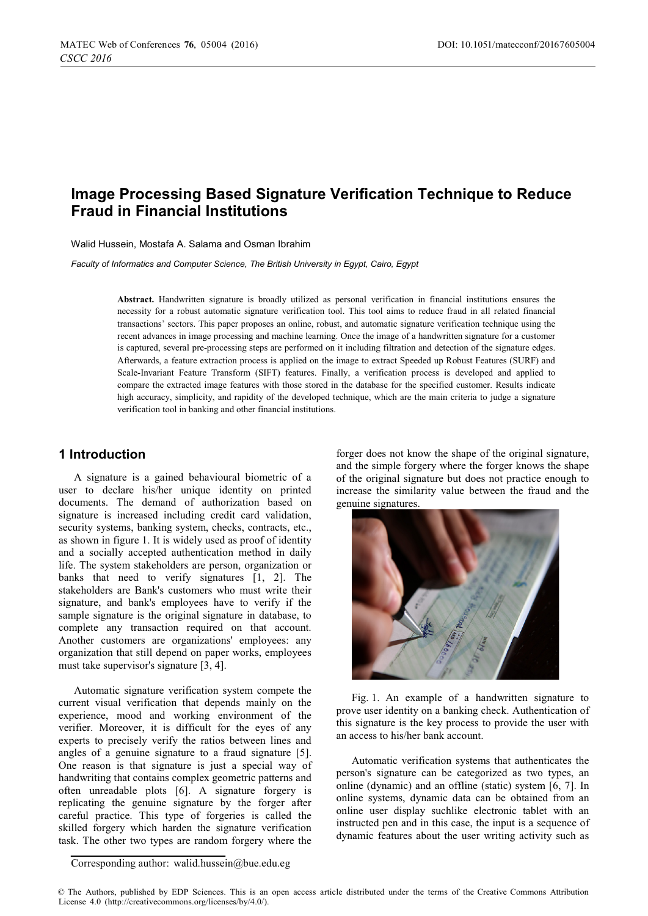# Image Processing Based Signature Verification Technique to Reduce Fraud in Financial Institutions

Walid Hussein, Mostafa A. Salama and Osman Ibrahim

*Faculty of Informatics and Computer Science, The British University in Egypt, Cairo, Egypt*

**Abstract.** Handwritten signature is broadly utilized as personal verification in financial institutions ensures the necessity for a robust automatic signature verification tool. This tool aims to reduce fraud in all related financial transactions' sectors. This paper proposes an online, robust, and automatic signature verification technique using the recent advances in image processing and machine learning. Once the image of a handwritten signature for a customer is captured, several pre-processing steps are performed on it including filtration and detection of the signature edges. Afterwards, a feature extraction process is applied on the image to extract Speeded up Robust Features (SURF) and Scale-Invariant Feature Transform (SIFT) features. Finally, a verification process is developed and applied to compare the extracted image features with those stored in the database for the specified customer. Results indicate high accuracy, simplicity, and rapidity of the developed technique, which are the main criteria to judge a signature verification tool in banking and other financial institutions.

## 1 Introduction

A signature is a gained behavioural biometric of a user to declare his/her unique identity on printed documents. The demand of authorization based on signature is increased including credit card validation, security systems, banking system, checks, contracts, etc., as shown in figure 1. It is widely used as proof of identity and a socially accepted authentication method in daily life. The system stakeholders are person, organization or banks that need to verify signatures [1, 2]. The stakeholders are Bank's customers who must write their signature, and bank's employees have to verify if the sample signature is the original signature in database, to complete any transaction required on that account. Another customers are organizations' employees: any organization that still depend on paper works, employees must take supervisor's signature [3, 4].

Automatic signature verification system compete the current visual verification that depends mainly on the experience, mood and working environment of the verifier. Moreover, it is difficult for the eyes of any experts to precisely verify the ratios between lines and angles of a genuine signature to a fraud signature [5]. One reason is that signature is just a special way of handwriting that contains complex geometric patterns and often unreadable plots [6]. A signature forgery is replicating the genuine signature by the forger after careful practice. This type of forgeries is called the skilled forgery which harden the signature verification task. The other two types are random forgery where the forger does not know the shape of the original signature, and the simple forgery where the forger knows the shape of the original signature but does not practice enough to increase the similarity value between the fraud and the genuine signatures.

Fig. 1. An example of a handwritten signature to prove user identity on a banking check. Authentication of this signature is the key process to provide the user with an access to his/her bank account.

Automatic verification systems that authenticates the person's signature can be categorized as two types, an online (dynamic) and an offline (static) system [6, 7]. In online systems, dynamic data can be obtained from an online user display suchlike electronic tablet with an instructed pen and in this case, the input is a sequence of dynamic features about the user writing activity such as

Corresponding author: walid.hussein@bue.edu.eg

© The Authors, published by EDP Sciences. This is an open access article distributed under the terms of the Creative Commons Attribution License 4.0 (http://creativecommons.org/licenses/by/4.0/).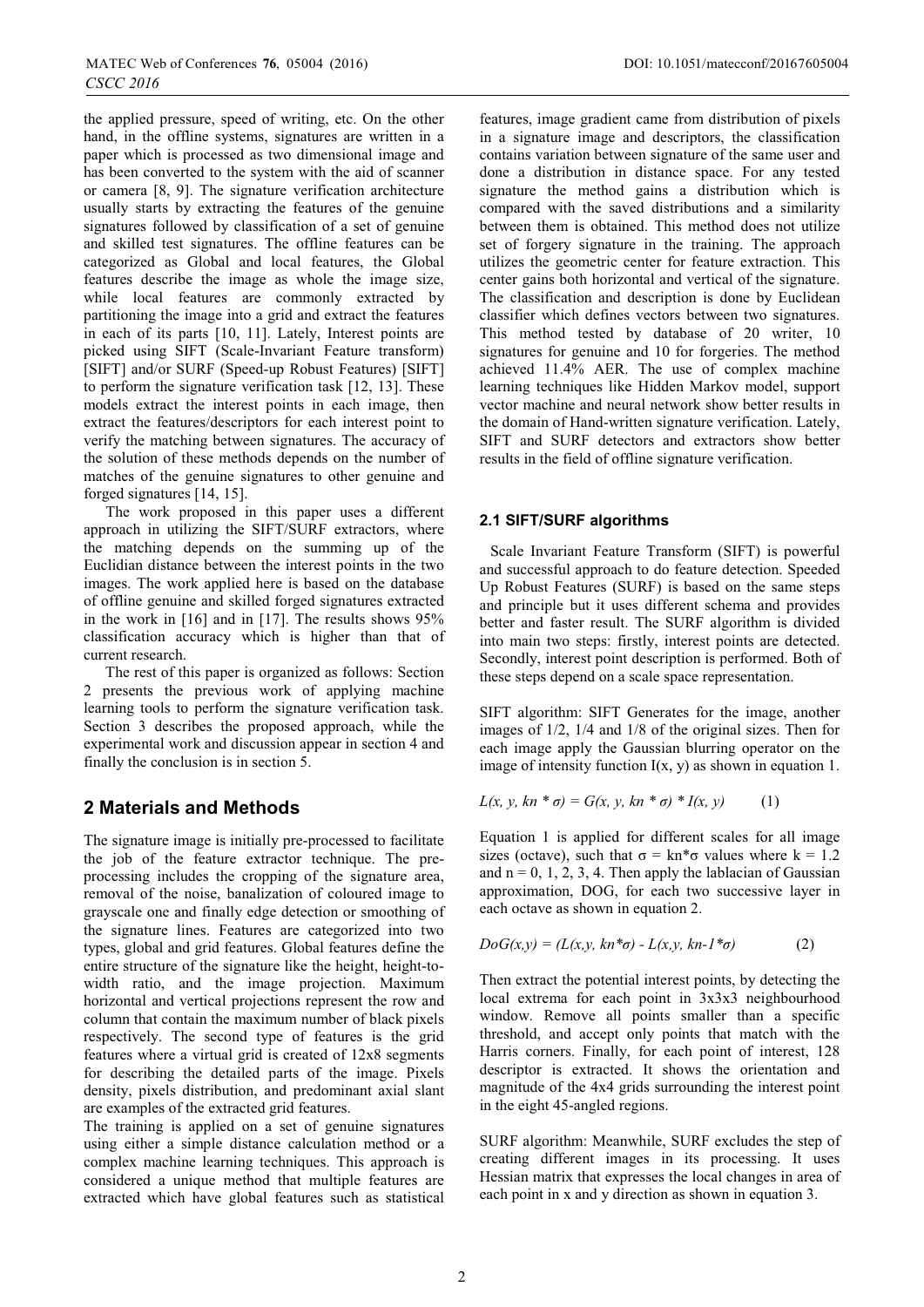the applied pressure, speed of writing, etc. On the other hand, in the offline systems, signatures are written in a paper which is processed as two dimensional image and has been converted to the system with the aid of scanner or camera [8, 9]. The signature verification architecture usually starts by extracting the features of the genuine signatures followed by classification of a set of genuine and skilled test signatures. The offline features can be categorized as Global and local features, the Global features describe the image as whole the image size, while local features are commonly extracted by partitioning the image into a grid and extract the features in each of its parts [10, 11]. Lately, Interest points are picked using SIFT (Scale-Invariant Feature transform) [SIFT] and/or SURF (Speed-up Robust Features) [SIFT] to perform the signature verification task [12, 13]. These models extract the interest points in each image, then extract the features/descriptors for each interest point to verify the matching between signatures. The accuracy of the solution of these methods depends on the number of matches of the genuine signatures to other genuine and forged signatures [14, 15].

The work proposed in this paper uses a different approach in utilizing the SIFT/SURF extractors, where the matching depends on the summing up of the Euclidian distance between the interest points in the two images. The work applied here is based on the database of offline genuine and skilled forged signatures extracted in the work in [16] and in [17]. The results shows 95% classification accuracy which is higher than that of current research.

The rest of this paper is organized as follows: Section 2 presents the previous work of applying machine learning tools to perform the signature verification task. Section 3 describes the proposed approach, while the experimental work and discussion appear in section 4 and finally the conclusion is in section 5.

## 2 Materials and Methods

The signature image is initially pre-processed to facilitate the job of the feature extractor technique. The pre-processing includes the cropping of the signature area, removal of the noise, banalization of coloured image to grayscale one and finally edge detection or smoothing of the signature lines. Features are categorized into two types, global and grid features. Global features define the entire structure of the signature like the height, height-to-width ratio, and the image projection. Maximum horizontal and vertical projections represent the row and column that contain the maximum number of black pixels respectively. The second type of features is the grid features where a virtual grid is created of 12x8 segments for describing the detailed parts of the image. Pixels density, pixels distribution, and predominant axial slant are examples of the extracted grid features.

The training is applied on a set of genuine signatures using either a simple distance calculation method or a complex machine learning techniques. This approach is considered a unique method that multiple features are extracted which have global features such as statistical features, image gradient came from distribution of pixels in a signature image and descriptors, the classification contains variation between signature of the same user and done a distribution in distance space. For any tested signature the method gains a distribution which is compared with the saved distributions and a similarity between them is obtained. This method does not utilize set of forgery signature in the training. The approach utilizes the geometric center for feature extraction. This center gains both horizontal and vertical of the signature. The classification and description is done by Euclidean classifier which defines vectors between two signatures. This method tested by database of 20 writer, 10 signatures for genuine and 10 for forgeries. The method achieved 11.4% AER. The use of complex machine learning techniques like Hidden Markov model, support vector machine and neural network show better results in the domain of Hand-written signature verification. Lately, SIFT and SURF detectors and extractors show better results in the field of offline signature verification.

### 2.1 SIFT/SURF algorithms

Scale Invariant Feature Transform (SIFT) is powerful and successful approach to do feature detection. Speeded Up Robust Features (SURF) is based on the same steps and principle but it uses different schema and provides better and faster result. The SURF algorithm is divided into main two steps: firstly, interest points are detected. Secondly, interest point description is performed. Both of these steps depend on a scale space representation.

SIFT algorithm: SIFT Generates for the image, another images of 1/2, 1/4 and 1/8 of the original sizes. Then for each image apply the Gaussian blurring operator on the image of intensity function I(x, y) as shown in equation 1.

$$L(x, y, kn * \sigma) = G(x, y, kn * \sigma) * I(x, y) \qquad (1)$$

Equation 1 is applied for different scales for all image sizes (octave), such that $\sigma$ = kn\*$\sigma$ values where k = 1.2 and n = 0, 1, 2, 3, 4. Then apply the lablacian of Gaussian approximation, DOG, for each two successive layer in each octave as shown in equation 2.

$$DoG(x,y) = (L(x,y, kn*\sigma) - L(x,y, kn\text{-}1*\sigma) \qquad (2)$$

Then extract the potential interest points, by detecting the local extrema for each point in 3x3x3 neighbourhood window. Remove all points smaller than a specific threshold, and accept only points that match with the Harris corners. Finally, for each point of interest, 128 descriptor is extracted. It shows the orientation and magnitude of the 4x4 grids surrounding the interest point in the eight 45-angled regions.

SURF algorithm: Meanwhile, SURF excludes the step of creating different images in its processing. It uses Hessian matrix that expresses the local changes in area of each point in x and y direction as shown in equation 3.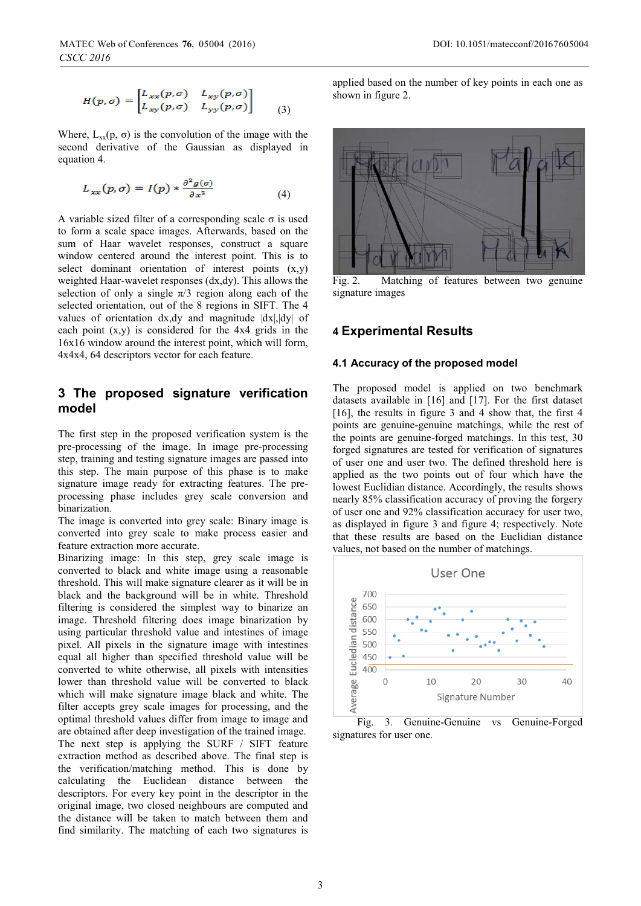$$H(p,\sigma) = \begin{bmatrix} L_{xx}(p,\sigma) & L_{xy}(p,\sigma) \\ L_{xy}(p,\sigma) & L_{yy}(p,\sigma) \end{bmatrix} \quad (3)$$

Where, $L_{xx}(p, \sigma)$ is the convolution of the image with the second derivative of the Gaussian as displayed in equation 4.

$$L_{xx}(p,\sigma) = I(p) * \frac{\partial^2 g(\sigma)}{\partial x^2} \quad (4)$$

A variable sized filter of a corresponding scale σ is used to form a scale space images. Afterwards, based on the sum of Haar wavelet responses, construct a square window centered around the interest point. This is to select dominant orientation of interest points (x,y) weighted Haar-wavelet responses (dx,dy). This allows the selection of only a single $\pi/3$ region along each of the selected orientation, out of the 8 regions in SIFT. The 4 values of orientation dx,dy and magnitude |dx|,|dy| of each point (x,y) is considered for the 4x4 grids in the 16x16 window around the interest point, which will form, 4x4x4, 64 descriptors vector for each feature.

## 3 The proposed signature verification model

The first step in the proposed verification system is the pre-processing of the image. In image pre-processing step, training and testing signature images are passed into this step. The main purpose of this phase is to make signature image ready for extracting features. The pre-processing phase includes grey scale conversion and binarization.

The image is converted into grey scale: Binary image is converted into grey scale to make process easier and feature extraction more accurate.

Binarizing image: In this step, grey scale image is converted to black and white image using a reasonable threshold. This will make signature clearer as it will be in black and the background will be in white. Threshold filtering is considered the simplest way to binarize an image. Threshold filtering does image binarization by using particular threshold value and intestines of image pixel. All pixels in the signature image with intestines equal all higher than specified threshold value will be converted to white otherwise, all pixels with intensities lower than threshold value will be converted to black which will make signature image black and white. The filter accepts grey scale images for processing, and the optimal threshold values differ from image to image and are obtained after deep investigation of the trained image.

The next step is applying the SURF / SIFT feature extraction method as described above. The final step is the verification/matching method. This is done by calculating the Euclidean distance between the descriptors. For every key point in the descriptor in the original image, two closed neighbours are computed and the distance will be taken to match between them and find similarity. The matching of each two signatures is applied based on the number of key points in each one as shown in figure 2.

Fig. 2. Matching of features between two genuine signature images

## 4 Experimental Results

### 4.1 Accuracy of the proposed model

The proposed model is applied on two benchmark datasets available in [16] and [17]. For the first dataset [16], the results in figure 3 and 4 show that, the first 4 points are genuine-genuine matchings, while the rest of the points are genuine-forged matchings. In this test, 30 forged signatures are tested for verification of signatures of user one and user two. The defined threshold here is applied as the two points out of four which have the lowest Euclidean distance. Accordingly, the results shows nearly 85% classification accuracy of proving the forgery of user one and 92% classification accuracy for user two, as displayed in figure 3 and figure 4; respectively. Note that these results are based on the Euclidean distance values, not based on the number of matchings.

Fig. 3. Genuine-Genuine vs Genuine-Forged signatures for user one.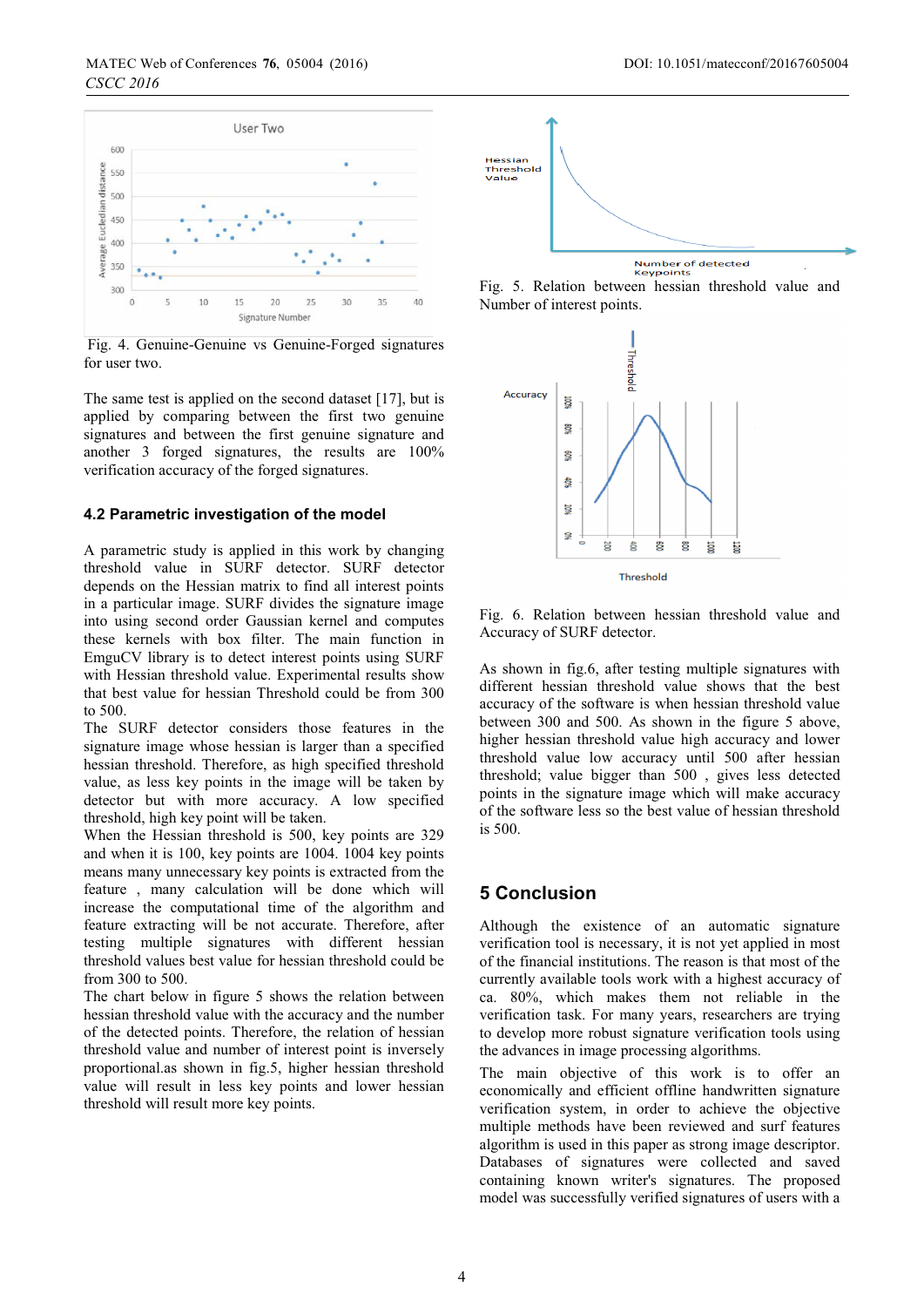Fig. 4. Genuine-Genuine vs Genuine-Forged signatures for user two.

The same test is applied on the second dataset [17], but is applied by comparing between the first two genuine signatures and between the first genuine signature and another 3 forged signatures, the results are 100% verification accuracy of the forged signatures.

### 4.2 Parametric investigation of the model

A parametric study is applied in this work by changing threshold value in SURF detector. SURF detector depends on the Hessian matrix to find all interest points in a particular image. SURF divides the signature image into using second order Gaussian kernel and computes these kernels with box filter. The main function in EmguCV library is to detect interest points using SURF with Hessian threshold value. Experimental results show that best value for hessian Threshold could be from 300 to 500.

The SURF detector considers those features in the signature image whose hessian is larger than a specified hessian threshold. Therefore, as high specified threshold value, as less key points in the image will be taken by detector but with more accuracy. A low specified threshold, high key point will be taken.

When the Hessian threshold is 500, key points are 329 and when it is 100, key points are 1004. 1004 key points means many unnecessary key points is extracted from the feature , many calculation will be done which will increase the computational time of the algorithm and feature extracting will be not accurate. Therefore, after testing multiple signatures with different hessian threshold values best value for hessian threshold could be from 300 to 500.

The chart below in figure 5 shows the relation between hessian threshold value with the accuracy and the number of the detected points. Therefore, the relation of hessian threshold value and number of interest point is inversely proportional.as shown in fig.5, higher hessian threshold value will result in less key points and lower hessian threshold will result more key points.

Fig. 5. Relation between hessian threshold value and Number of interest points.

Fig. 6. Relation between hessian threshold value and Accuracy of SURF detector.

As shown in fig.6, after testing multiple signatures with different hessian threshold value shows that the best accuracy of the software is when hessian threshold value between 300 and 500. As shown in the figure 5 above, higher hessian threshold value high accuracy and lower threshold value low accuracy until 500 after hessian threshold; value bigger than 500 , gives less detected points in the signature image which will make accuracy of the software less so the best value of hessian threshold is 500.

## 5 Conclusion

Although the existence of an automatic signature verification tool is necessary, it is not yet applied in most of the financial institutions. The reason is that most of the currently available tools work with a highest accuracy of ca. 80%, which makes them not reliable in the verification task. For many years, researchers are trying to develop more robust signature verification tools using the advances in image processing algorithms.

The main objective of this work is to offer an economically and efficient offline handwritten signature verification system, in order to achieve the objective multiple methods have been reviewed and surf features algorithm is used in this paper as strong image descriptor. Databases of signatures were collected and saved containing known writer's signatures. The proposed model was successfully verified signatures of users with a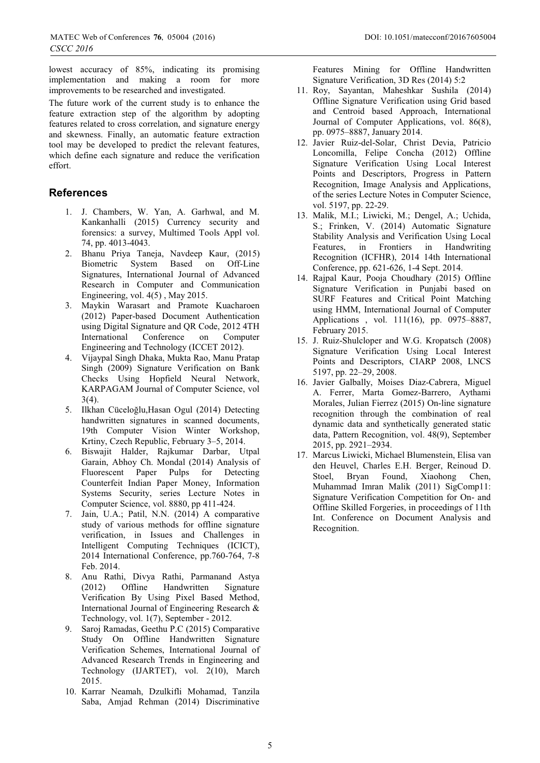lowest accuracy of 85%, indicating its promising implementation and making a room for more improvements to be researched and investigated.

The future work of the current study is to enhance the feature extraction step of the algorithm by adopting features related to cross correlation, and signature energy and skewness. Finally, an automatic feature extraction tool may be developed to predict the relevant features, which define each signature and reduce the verification effort.

## References

1. J. Chambers, W. Yan, A. Garhwal, and M. Kankanhalli (2015) Currency security and forensics: a survey, Multimed Tools Appl vol. 74, pp. 4013-4043.
2. Bhanu Priya Taneja, Navdeep Kaur, (2015) Biometric System Based on Off-Line Signatures, International Journal of Advanced Research in Computer and Communication Engineering, vol. 4(5) , May 2015.
3. Maykin Warasart and Pramote Kuacharoen (2012) Paper-based Document Authentication using Digital Signature and QR Code, 2012 4TH International Conference on Computer Engineering and Technology (ICCET 2012).
4. Vijaypal Singh Dhaka, Mukta Rao, Manu Pratap Singh (2009) Signature Verification on Bank Checks Using Hopfield Neural Network, KARPAGAM Journal of Computer Science, vol 3(4).
5. Ilkhan Cüceloğlu,Hasan Ogul (2014) Detecting handwritten signatures in scanned documents, 19th Computer Vision Winter Workshop, Krtiny, Czech Republic, February 3–5, 2014.
6. Biswajit Halder, Rajkumar Darbar, Utpal Garain, Abhoy Ch. Mondal (2014) Analysis of Fluorescent Paper Pulps for Detecting Counterfeit Indian Paper Money, Information Systems Security, series Lecture Notes in Computer Science, vol. 8880, pp 411-424.
7. Jain, U.A.; Patil, N.N. (2014) A comparative study of various methods for offline signature verification, in Issues and Challenges in Intelligent Computing Techniques (ICICT), 2014 International Conference, pp.760-764, 7-8 Feb. 2014.
8. Anu Rathi, Divya Rathi, Parmanand Astya (2012) Offline Handwritten Signature Verification By Using Pixel Based Method, International Journal of Engineering Research & Technology, vol. 1(7), September - 2012.
9. Saroj Ramadas, Geethu P.C (2015) Comparative Study On Offline Handwritten Signature Verification Schemes, International Journal of Advanced Research Trends in Engineering and Technology (IJARTET), vol. 2(10), March 2015.
10. Karrar Neamah, Dzulkifli Mohamad, Tanzila Saba, Amjad Rehman (2014) Discriminative Features Mining for Offline Handwritten Signature Verification, 3D Res (2014) 5:2
11. Roy, Sayantan, Maheshkar Sushila (2014) Offline Signature Verification using Grid based and Centroid based Approach, International Journal of Computer Applications, vol. 86(8), pp. 0975–8887, January 2014.
12. Javier Ruiz-del-Solar, Christ Devia, Patricio Loncomilla, Felipe Concha (2012) Offline Signature Verification Using Local Interest Points and Descriptors, Progress in Pattern Recognition, Image Analysis and Applications, of the series Lecture Notes in Computer Science, vol. 5197, pp. 22-29.
13. Malik, M.I.; Liwicki, M.; Dengel, A.; Uchida, S.; Frinken, V. (2014) Automatic Signature Stability Analysis and Verification Using Local Features, in Frontiers in Handwriting Recognition (ICFHR), 2014 14th International Conference, pp. 621-626, 1-4 Sept. 2014.
14. Rajpal Kaur, Pooja Choudhary (2015) Offline Signature Verification in Punjabi based on SURF Features and Critical Point Matching using HMM, International Journal of Computer Applications , vol. 111(16), pp. 0975–8887, February 2015.
15. J. Ruiz-Shulcloper and W.G. Kropatsch (2008) Signature Verification Using Local Interest Points and Descriptors, CIARP 2008, LNCS 5197, pp. 22–29, 2008.
16. Javier Galbally, Moises Diaz-Cabrera, Miguel A. Ferrer, Marta Gomez-Barrero, Aythami Morales, Julian Fierrez (2015) On-line signature recognition through the combination of real dynamic data and synthetically generated static data, Pattern Recognition, vol. 48(9), September 2015, pp. 2921–2934.
17. Marcus Liwicki, Michael Blumenstein, Elisa van den Heuvel, Charles E.H. Berger, Reinoud D. Stoel, Bryan Found, Xiaohong Chen, Muhammad Imran Malik (2011) SigComp11: Signature Verification Competition for On- and Offline Skilled Forgeries, in proceedings of 11th Int. Conference on Document Analysis and Recognition.